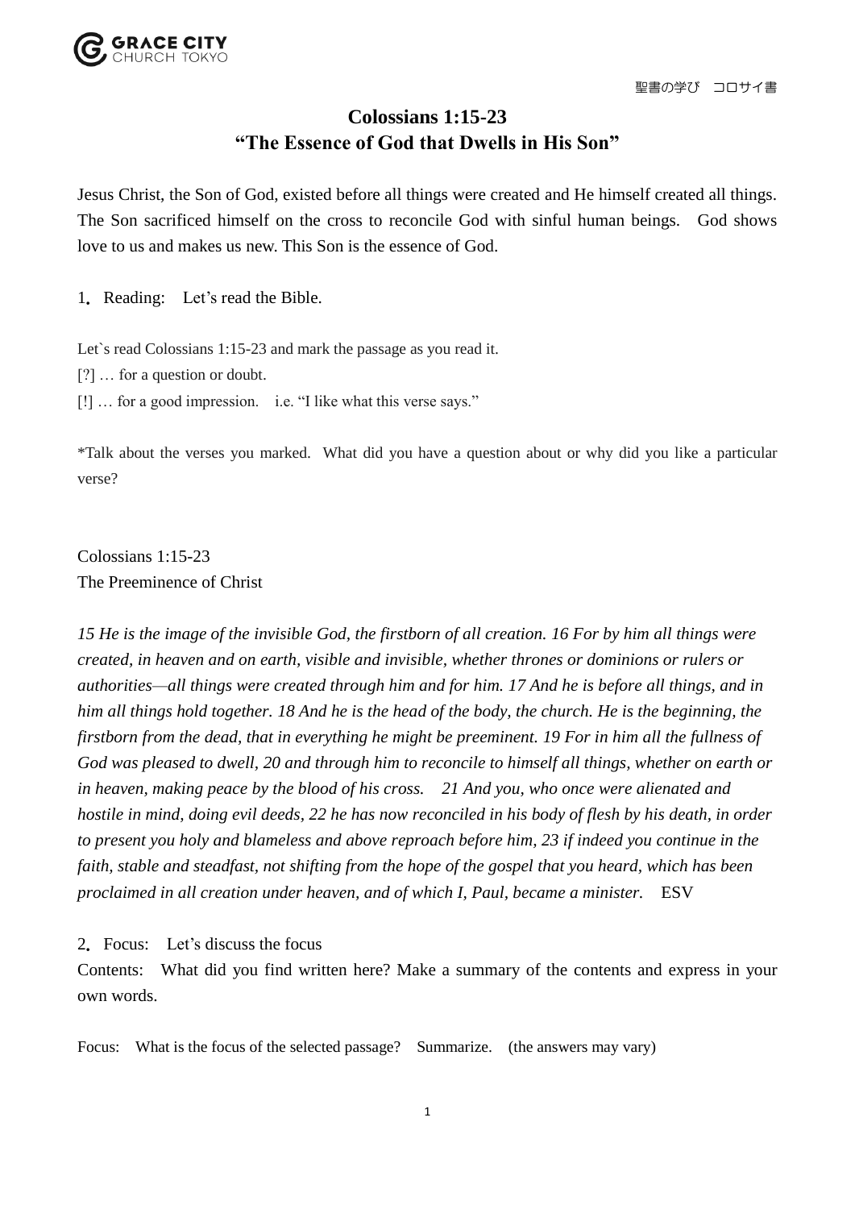聖書の学び　コロサイ書

# Colossians 1:15-23
## "The Essence of God that Dwells in His Son"

Jesus Christ, the Son of God, existed before all things were created and He himself created all things. The Son sacrificed himself on the cross to reconcile God with sinful human beings. God shows love to us and makes us new. This Son is the essence of God.

1. Reading: Let's read the Bible.

Let`s read Colossians 1:15-23 and mark the passage as you read it.
[?] … for a question or doubt.
[!] … for a good impression. i.e. "I like what this verse says."

*Talk about the verses you marked. What did you have a question about or why did you like a particular verse?

Colossians 1:15-23
The Preeminence of Christ

*15 He is the image of the invisible God, the firstborn of all creation. 16 For by him all things were created, in heaven and on earth, visible and invisible, whether thrones or dominions or rulers or authorities—all things were created through him and for him. 17 And he is before all things, and in him all things hold together. 18 And he is the head of the body, the church. He is the beginning, the firstborn from the dead, that in everything he might be preeminent. 19 For in him all the fullness of God was pleased to dwell, 20 and through him to reconcile to himself all things, whether on earth or in heaven, making peace by the blood of his cross. 21 And you, who once were alienated and hostile in mind, doing evil deeds, 22 he has now reconciled in his body of flesh by his death, in order to present you holy and blameless and above reproach before him, 23 if indeed you continue in the faith, stable and steadfast, not shifting from the hope of the gospel that you heard, which has been proclaimed in all creation under heaven, and of which I, Paul, became a minister.* ESV

2. Focus: Let's discuss the focus

Contents: What did you find written here? Make a summary of the contents and express in your own words.

Focus: What is the focus of the selected passage? Summarize. (the answers may vary)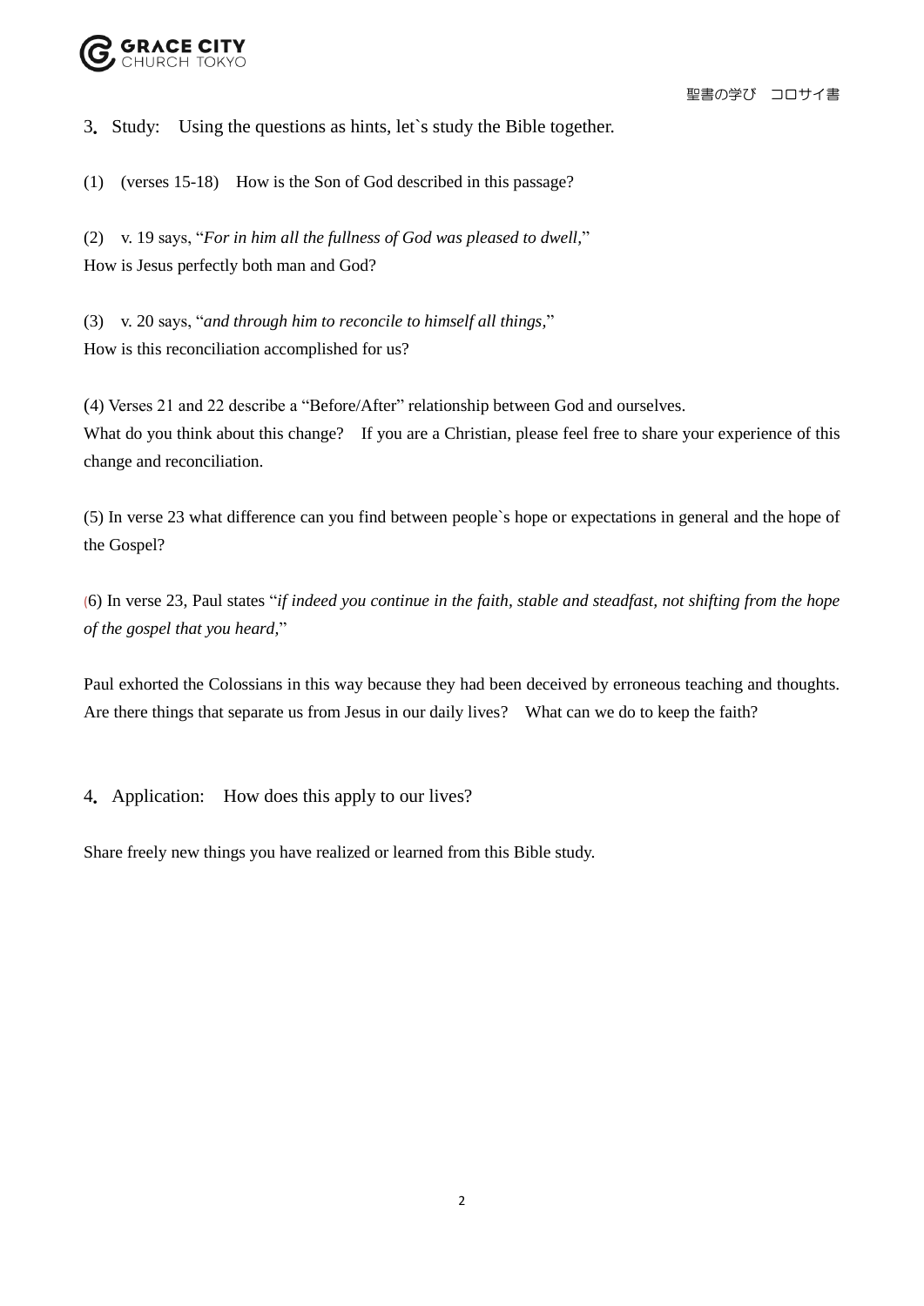## 3. Study: Using the questions as hints, let`s study the Bible together.

(1) (verses 15-18) How is the Son of God described in this passage?

(2) v. 19 says, "*For in him all the fullness of God was pleased to dwell*,"
How is Jesus perfectly both man and God?

(3) v. 20 says, "*and through him to reconcile to himself all things*,"
How is this reconciliation accomplished for us?

(4) Verses 21 and 22 describe a "Before/After" relationship between God and ourselves.
What do you think about this change? If you are a Christian, please feel free to share your experience of this change and reconciliation.

(5) In verse 23 what difference can you find between people`s hope or expectations in general and the hope of the Gospel?

(6) In verse 23, Paul states "*if indeed you continue in the faith, stable and steadfast, not shifting from the hope of the gospel that you heard*,"

Paul exhorted the Colossians in this way because they had been deceived by erroneous teaching and thoughts. Are there things that separate us from Jesus in our daily lives? What can we do to keep the faith?

## 4. Application: How does this apply to our lives?

Share freely new things you have realized or learned from this Bible study.